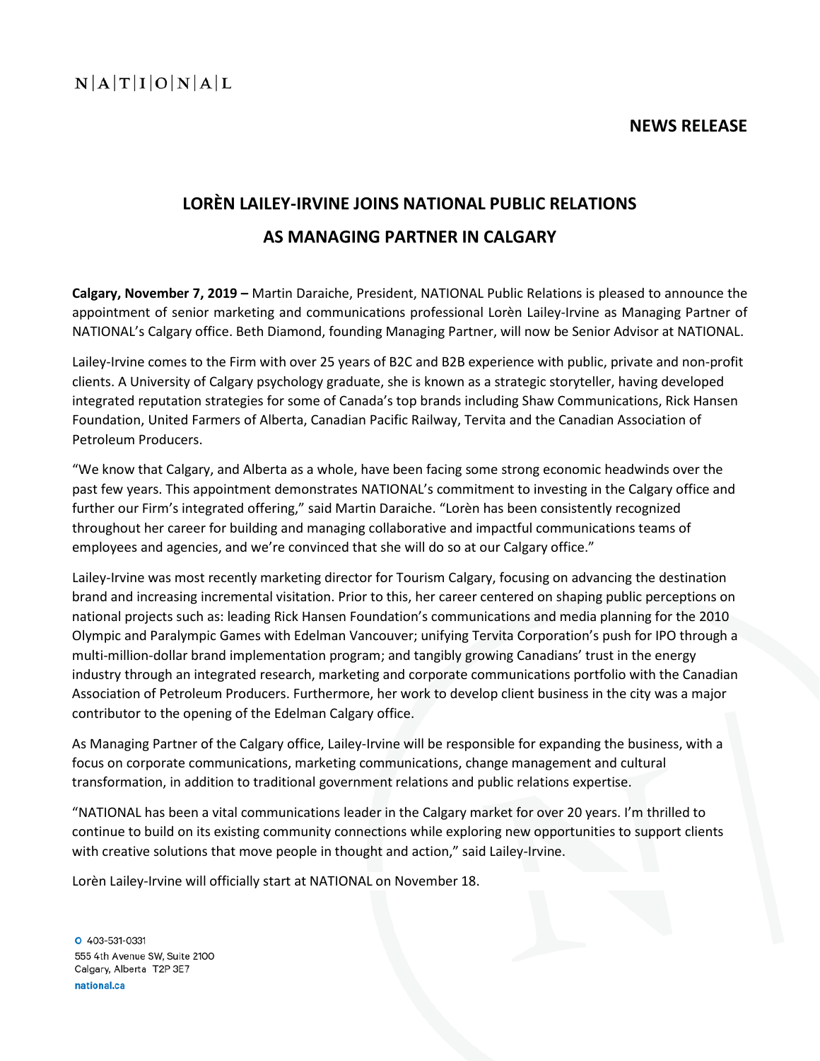N|A|T|I|O|N|A|L

**NEWS RELEASE**

# LORÈN LAILEY-IRVINE JOINS NATIONAL PUBLIC RELATIONS AS MANAGING PARTNER IN CALGARY

**Calgary, November 7, 2019 –** Martin Daraiche, President, NATIONAL Public Relations is pleased to announce the appointment of senior marketing and communications professional Lorèn Lailey-Irvine as Managing Partner of NATIONAL's Calgary office. Beth Diamond, founding Managing Partner, will now be Senior Advisor at NATIONAL.

Lailey-Irvine comes to the Firm with over 25 years of B2C and B2B experience with public, private and non-profit clients. A University of Calgary psychology graduate, she is known as a strategic storyteller, having developed integrated reputation strategies for some of Canada's top brands including Shaw Communications, Rick Hansen Foundation, United Farmers of Alberta, Canadian Pacific Railway, Tervita and the Canadian Association of Petroleum Producers.

"We know that Calgary, and Alberta as a whole, have been facing some strong economic headwinds over the past few years. This appointment demonstrates NATIONAL's commitment to investing in the Calgary office and further our Firm's integrated offering," said Martin Daraiche. "Lorèn has been consistently recognized throughout her career for building and managing collaborative and impactful communications teams of employees and agencies, and we're convinced that she will do so at our Calgary office."

Lailey-Irvine was most recently marketing director for Tourism Calgary, focusing on advancing the destination brand and increasing incremental visitation. Prior to this, her career centered on shaping public perceptions on national projects such as: leading Rick Hansen Foundation's communications and media planning for the 2010 Olympic and Paralympic Games with Edelman Vancouver; unifying Tervita Corporation's push for IPO through a multi-million-dollar brand implementation program; and tangibly growing Canadians' trust in the energy industry through an integrated research, marketing and corporate communications portfolio with the Canadian Association of Petroleum Producers. Furthermore, her work to develop client business in the city was a major contributor to the opening of the Edelman Calgary office.

As Managing Partner of the Calgary office, Lailey-Irvine will be responsible for expanding the business, with a focus on corporate communications, marketing communications, change management and cultural transformation, in addition to traditional government relations and public relations expertise.

"NATIONAL has been a vital communications leader in the Calgary market for over 20 years. I'm thrilled to continue to build on its existing community connections while exploring new opportunities to support clients with creative solutions that move people in thought and action," said Lailey-Irvine.

Lorèn Lailey-Irvine will officially start at NATIONAL on November 18.

O 403-531-0331
555 4th Avenue SW, Suite 2100
Calgary, Alberta T2P 3E7
national.ca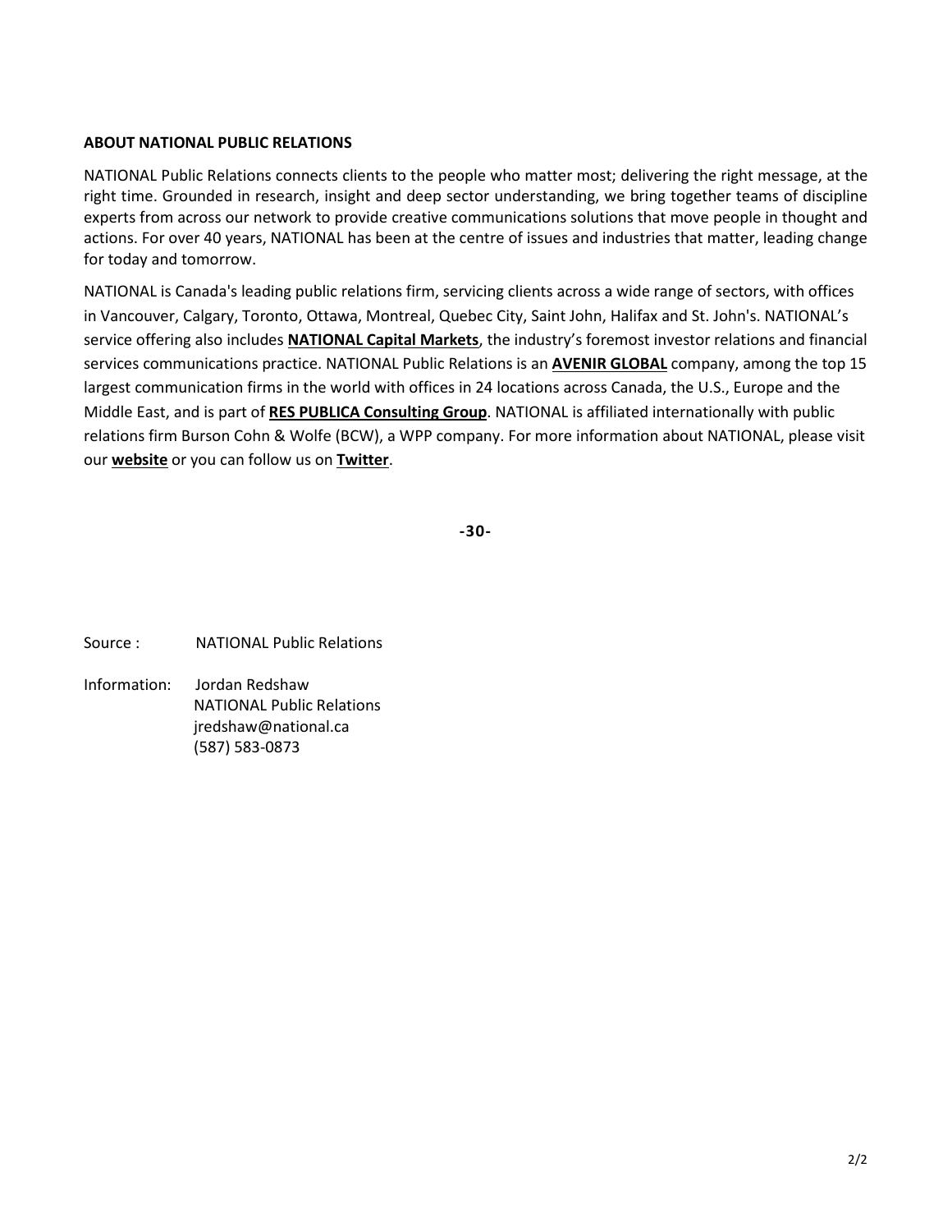**ABOUT NATIONAL PUBLIC RELATIONS**

NATIONAL Public Relations connects clients to the people who matter most; delivering the right message, at the right time. Grounded in research, insight and deep sector understanding, we bring together teams of discipline experts from across our network to provide creative communications solutions that move people in thought and actions. For over 40 years, NATIONAL has been at the centre of issues and industries that matter, leading change for today and tomorrow.

NATIONAL is Canada's leading public relations firm, servicing clients across a wide range of sectors, with offices in Vancouver, Calgary, Toronto, Ottawa, Montreal, Quebec City, Saint John, Halifax and St. John's. NATIONAL's service offering also includes **NATIONAL Capital Markets**, the industry's foremost investor relations and financial services communications practice. NATIONAL Public Relations is an **AVENIR GLOBAL** company, among the top 15 largest communication firms in the world with offices in 24 locations across Canada, the U.S., Europe and the Middle East, and is part of **RES PUBLICA Consulting Group**. NATIONAL is affiliated internationally with public relations firm Burson Cohn & Wolfe (BCW), a WPP company. For more information about NATIONAL, please visit our **website** or you can follow us on **Twitter**.

**-30-**

Source : NATIONAL Public Relations

Information: Jordan Redshaw
NATIONAL Public Relations
jredshaw@national.ca
(587) 583-0873